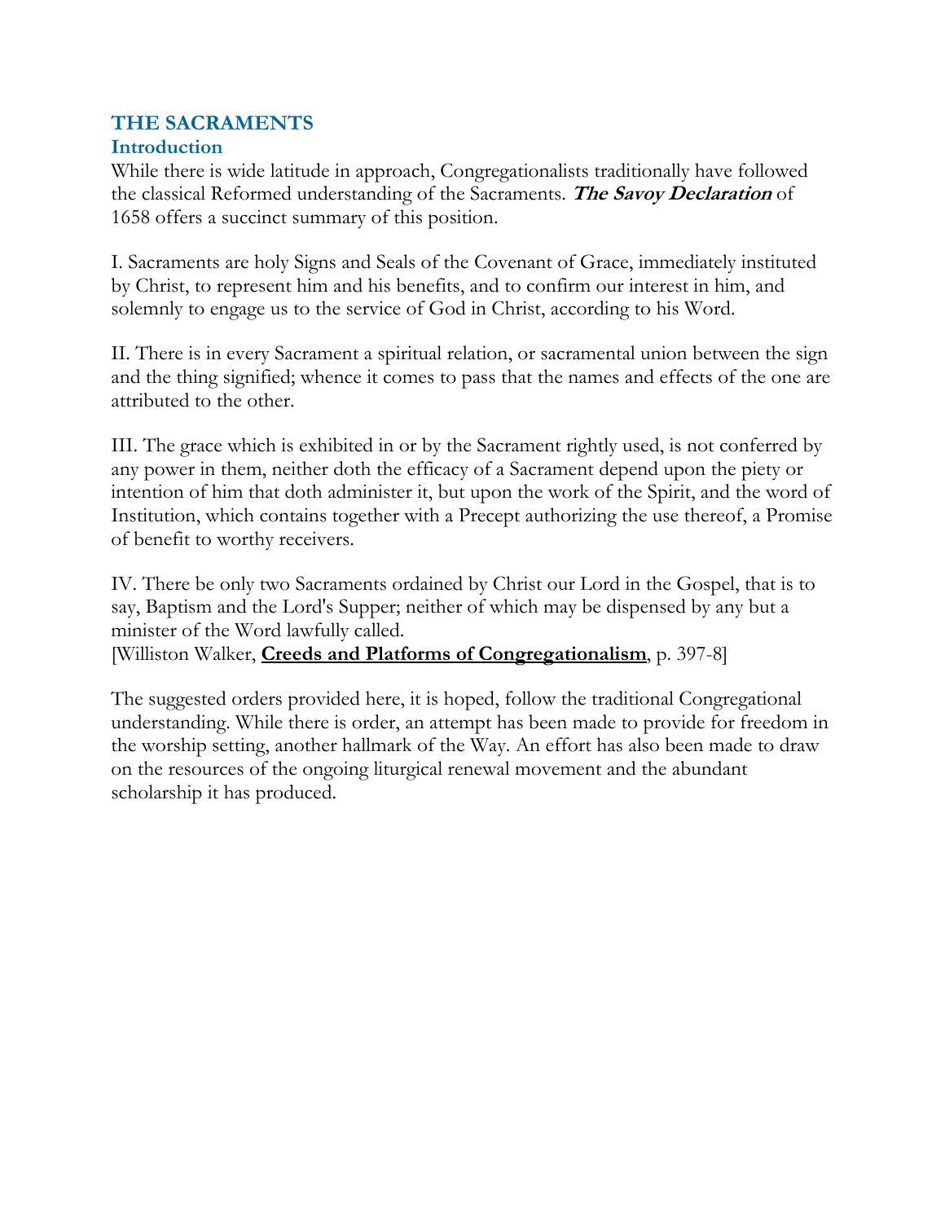# THE SACRAMENTS

## Introduction

While there is wide latitude in approach, Congregationalists traditionally have followed the classical Reformed understanding of the Sacraments. ***The Savoy Declaration*** of 1658 offers a succinct summary of this position.

I. Sacraments are holy Signs and Seals of the Covenant of Grace, immediately instituted by Christ, to represent him and his benefits, and to confirm our interest in him, and solemnly to engage us to the service of God in Christ, according to his Word.

II. There is in every Sacrament a spiritual relation, or sacramental union between the sign and the thing signified; whence it comes to pass that the names and effects of the one are attributed to the other.

III. The grace which is exhibited in or by the Sacrament rightly used, is not conferred by any power in them, neither doth the efficacy of a Sacrament depend upon the piety or intention of him that doth administer it, but upon the work of the Spirit, and the word of Institution, which contains together with a Precept authorizing the use thereof, a Promise of benefit to worthy receivers.

IV. There be only two Sacraments ordained by Christ our Lord in the Gospel, that is to say, Baptism and the Lord's Supper; neither of which may be dispensed by any but a minister of the Word lawfully called.
[Williston Walker, **Creeds and Platforms of Congregationalism**, p. 397-8]

The suggested orders provided here, it is hoped, follow the traditional Congregational understanding. While there is order, an attempt has been made to provide for freedom in the worship setting, another hallmark of the Way. An effort has also been made to draw on the resources of the ongoing liturgical renewal movement and the abundant scholarship it has produced.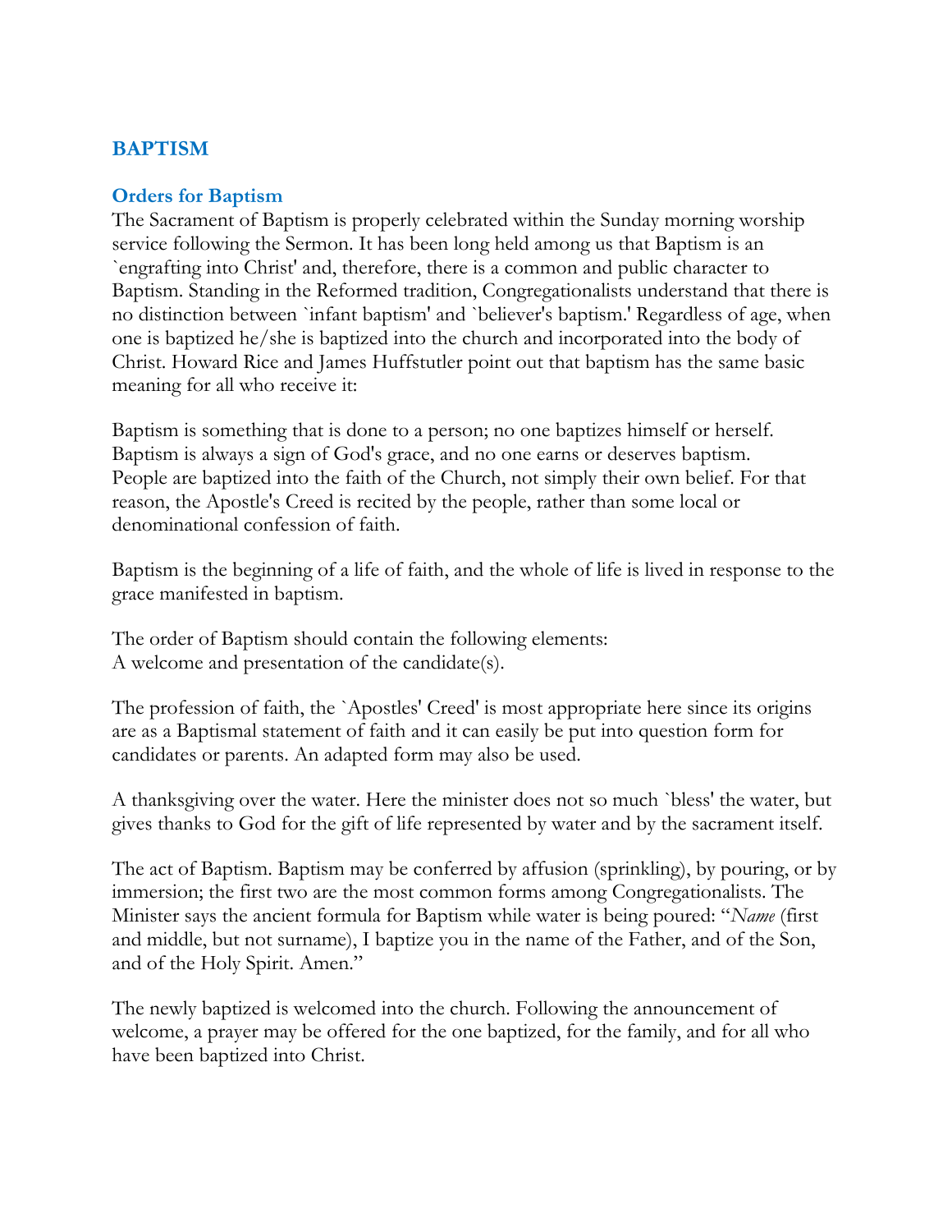## BAPTISM

### Orders for Baptism

The Sacrament of Baptism is properly celebrated within the Sunday morning worship service following the Sermon. It has been long held among us that Baptism is an `engrafting into Christ' and, therefore, there is a common and public character to Baptism. Standing in the Reformed tradition, Congregationalists understand that there is no distinction between `infant baptism' and `believer's baptism.' Regardless of age, when one is baptized he/she is baptized into the church and incorporated into the body of Christ. Howard Rice and James Huffstutler point out that baptism has the same basic meaning for all who receive it:

Baptism is something that is done to a person; no one baptizes himself or herself. Baptism is always a sign of God's grace, and no one earns or deserves baptism. People are baptized into the faith of the Church, not simply their own belief. For that reason, the Apostle's Creed is recited by the people, rather than some local or denominational confession of faith.

Baptism is the beginning of a life of faith, and the whole of life is lived in response to the grace manifested in baptism.

The order of Baptism should contain the following elements:
A welcome and presentation of the candidate(s).

The profession of faith, the `Apostles' Creed' is most appropriate here since its origins are as a Baptismal statement of faith and it can easily be put into question form for candidates or parents. An adapted form may also be used.

A thanksgiving over the water. Here the minister does not so much `bless' the water, but gives thanks to God for the gift of life represented by water and by the sacrament itself.

The act of Baptism. Baptism may be conferred by affusion (sprinkling), by pouring, or by immersion; the first two are the most common forms among Congregationalists. The Minister says the ancient formula for Baptism while water is being poured: "*Name* (first and middle, but not surname), I baptize you in the name of the Father, and of the Son, and of the Holy Spirit. Amen."

The newly baptized is welcomed into the church. Following the announcement of welcome, a prayer may be offered for the one baptized, for the family, and for all who have been baptized into Christ.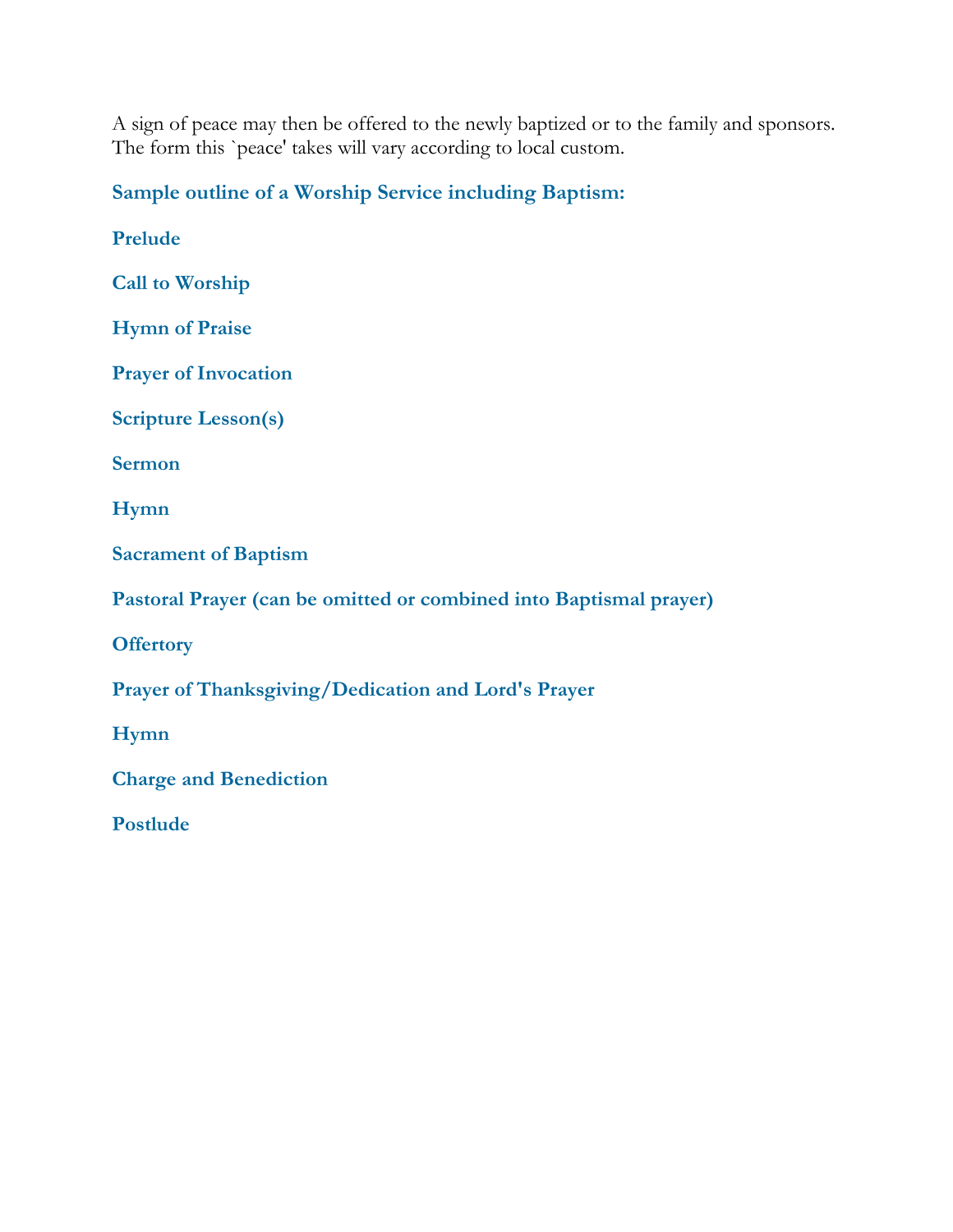A sign of peace may then be offered to the newly baptized or to the family and sponsors. The form this `peace' takes will vary according to local custom.

## Sample outline of a Worship Service including Baptism:

**Prelude**

**Call to Worship**

**Hymn of Praise**

**Prayer of Invocation**

**Scripture Lesson(s)**

**Sermon**

**Hymn**

**Sacrament of Baptism**

**Pastoral Prayer (can be omitted or combined into Baptismal prayer)**

**Offertory**

**Prayer of Thanksgiving/Dedication and Lord's Prayer**

**Hymn**

**Charge and Benediction**

**Postlude**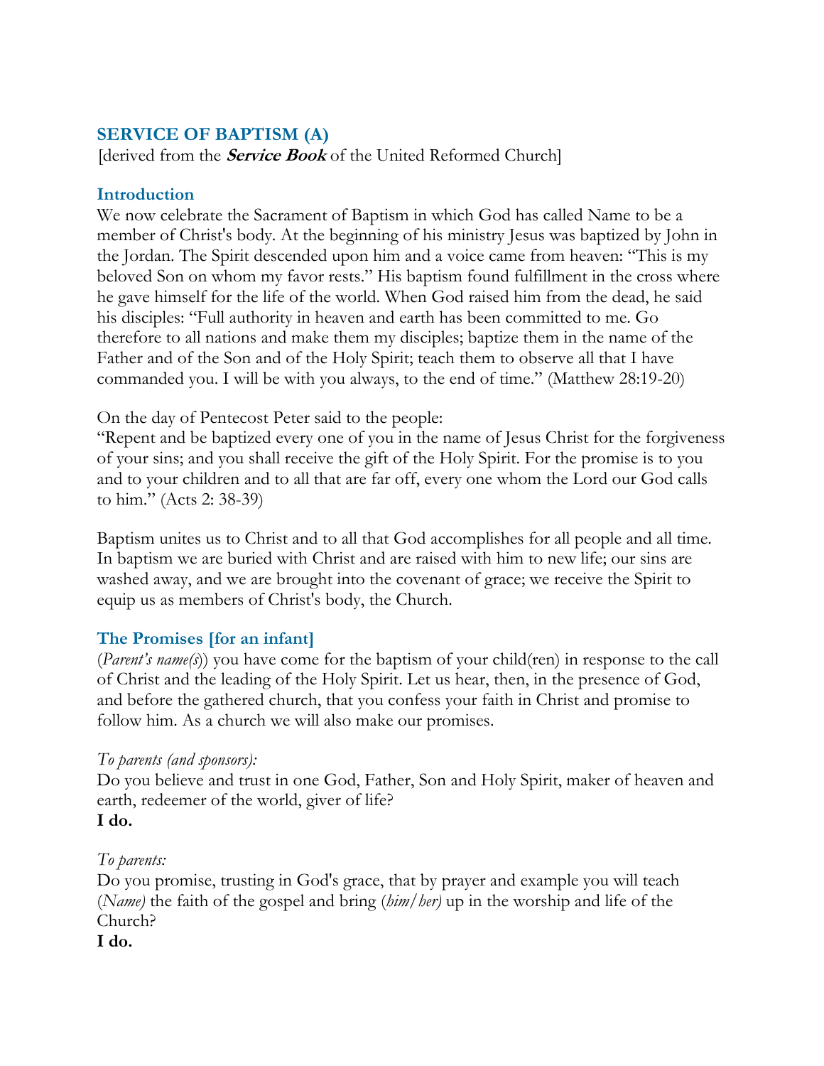## SERVICE OF BAPTISM (A)

[derived from the ***Service Book*** of the United Reformed Church]

### Introduction

We now celebrate the Sacrament of Baptism in which God has called Name to be a member of Christ's body. At the beginning of his ministry Jesus was baptized by John in the Jordan. The Spirit descended upon him and a voice came from heaven: "This is my beloved Son on whom my favor rests." His baptism found fulfillment in the cross where he gave himself for the life of the world. When God raised him from the dead, he said his disciples: "Full authority in heaven and earth has been committed to me. Go therefore to all nations and make them my disciples; baptize them in the name of the Father and of the Son and of the Holy Spirit; teach them to observe all that I have commanded you. I will be with you always, to the end of time." (Matthew 28:19-20)

On the day of Pentecost Peter said to the people:
"Repent and be baptized every one of you in the name of Jesus Christ for the forgiveness of your sins; and you shall receive the gift of the Holy Spirit. For the promise is to you and to your children and to all that are far off, every one whom the Lord our God calls to him." (Acts 2: 38-39)

Baptism unites us to Christ and to all that God accomplishes for all people and all time. In baptism we are buried with Christ and are raised with him to new life; our sins are washed away, and we are brought into the covenant of grace; we receive the Spirit to equip us as members of Christ's body, the Church.

### The Promises [for an infant]

(*Parent's name(s)*) you have come for the baptism of your child(ren) in response to the call of Christ and the leading of the Holy Spirit. Let us hear, then, in the presence of God, and before the gathered church, that you confess your faith in Christ and promise to follow him. As a church we will also make our promises.

*To parents (and sponsors):*
Do you believe and trust in one God, Father, Son and Holy Spirit, maker of heaven and earth, redeemer of the world, giver of life?
**I do.**

*To parents:*
Do you promise, trusting in God's grace, that by prayer and example you will teach (*Name)* the faith of the gospel and bring (*him/her)* up in the worship and life of the Church?
**I do.**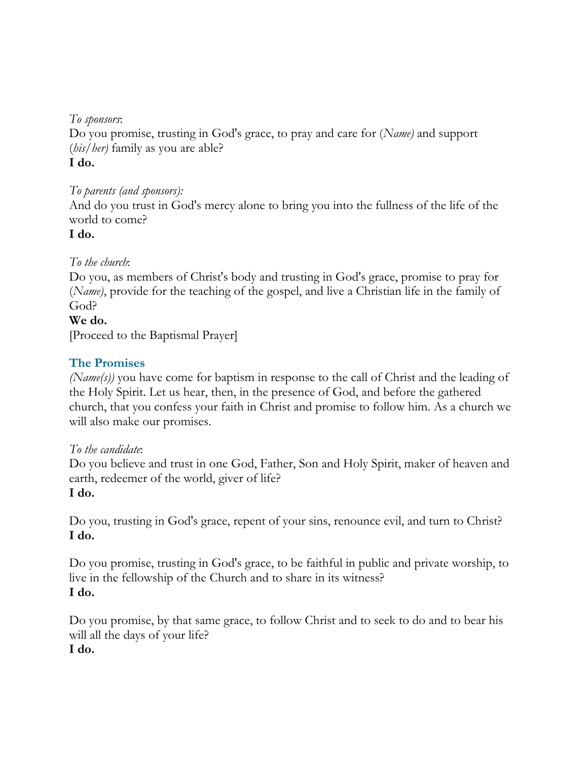*To sponsors*:
Do you promise, trusting in God's grace, to pray and care for *(Name)* and support *(his/her)* family as you are able?
**I do.**

*To parents (and sponsors):*
And do you trust in God's mercy alone to bring you into the fullness of the life of the world to come?
**I do.**

*To the church*:
Do you, as members of Christ's body and trusting in God's grace, promise to pray for *(Name)*, provide for the teaching of the gospel, and live a Christian life in the family of God?
**We do.**
[Proceed to the Baptismal Prayer]

## The Promises

*(Name(s))* you have come for baptism in response to the call of Christ and the leading of the Holy Spirit. Let us hear, then, in the presence of God, and before the gathered church, that you confess your faith in Christ and promise to follow him. As a church we will also make our promises.

*To the candidate*:
Do you believe and trust in one God, Father, Son and Holy Spirit, maker of heaven and earth, redeemer of the world, giver of life?
**I do.**

Do you, trusting in God's grace, repent of your sins, renounce evil, and turn to Christ?
**I do.**

Do you promise, trusting in God's grace, to be faithful in public and private worship, to live in the fellowship of the Church and to share in its witness?
**I do.**

Do you promise, by that same grace, to follow Christ and to seek to do and to bear his will all the days of your life?
**I do.**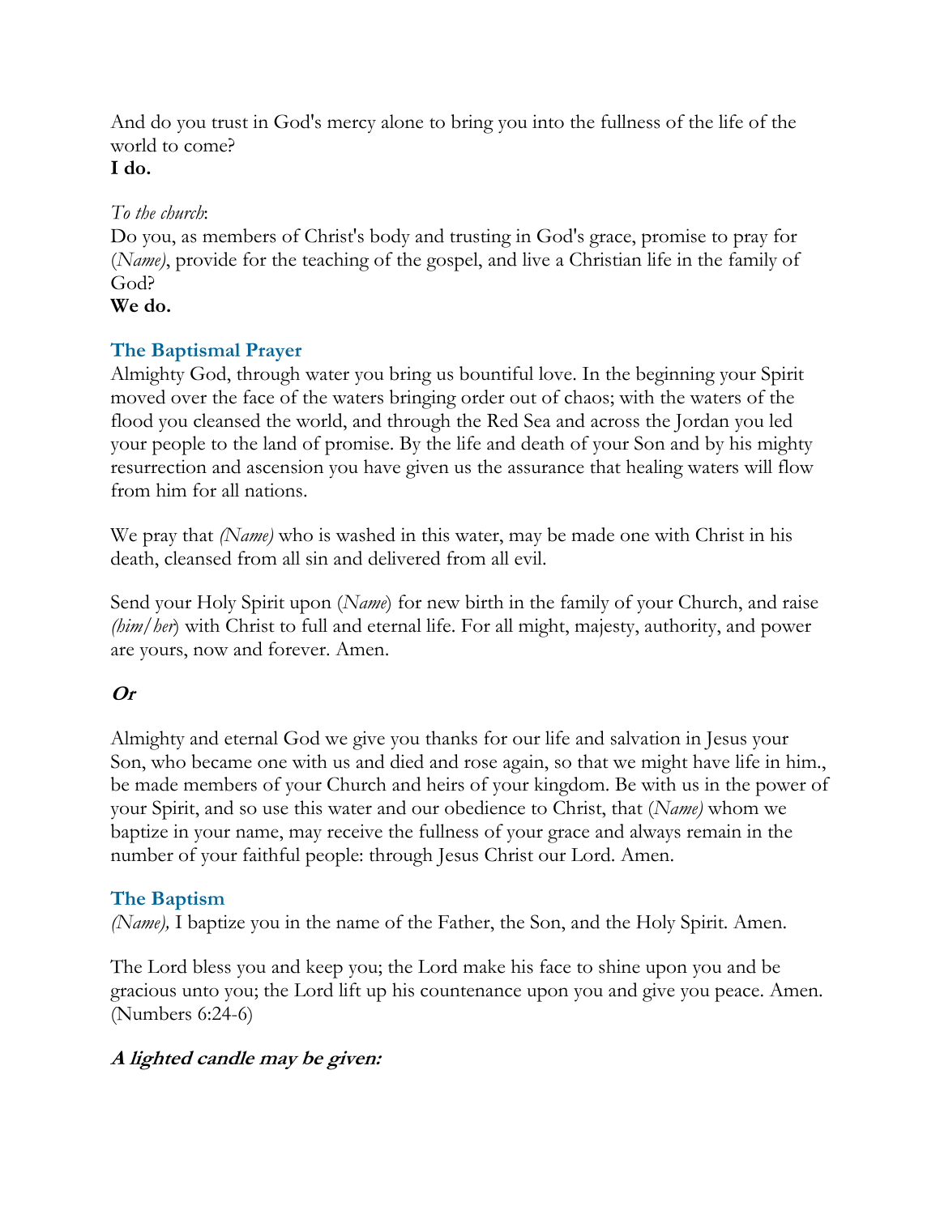And do you trust in God's mercy alone to bring you into the fullness of the life of the world to come?
**I do.**

*To the church*:
Do you, as members of Christ's body and trusting in God's grace, promise to pray for (*Name*), provide for the teaching of the gospel, and live a Christian life in the family of God?
**We do.**

## The Baptismal Prayer

Almighty God, through water you bring us bountiful love. In the beginning your Spirit moved over the face of the waters bringing order out of chaos; with the waters of the flood you cleansed the world, and through the Red Sea and across the Jordan you led your people to the land of promise. By the life and death of your Son and by his mighty resurrection and ascension you have given us the assurance that healing waters will flow from him for all nations.

We pray that *(Name)* who is washed in this water, may be made one with Christ in his death, cleansed from all sin and delivered from all evil.

Send your Holy Spirit upon (*Name*) for new birth in the family of your Church, and raise *(him/her*) with Christ to full and eternal life. For all might, majesty, authority, and power are yours, now and forever. Amen.

***Or***

Almighty and eternal God we give you thanks for our life and salvation in Jesus your Son, who became one with us and died and rose again, so that we might have life in him., be made members of your Church and heirs of your kingdom. Be with us in the power of your Spirit, and so use this water and our obedience to Christ, that (*Name)* whom we baptize in your name, may receive the fullness of your grace and always remain in the number of your faithful people: through Jesus Christ our Lord. Amen.

## The Baptism

*(Name),* I baptize you in the name of the Father, the Son, and the Holy Spirit. Amen.

The Lord bless you and keep you; the Lord make his face to shine upon you and be gracious unto you; the Lord lift up his countenance upon you and give you peace. Amen. (Numbers 6:24-6)

***A lighted candle may be given:***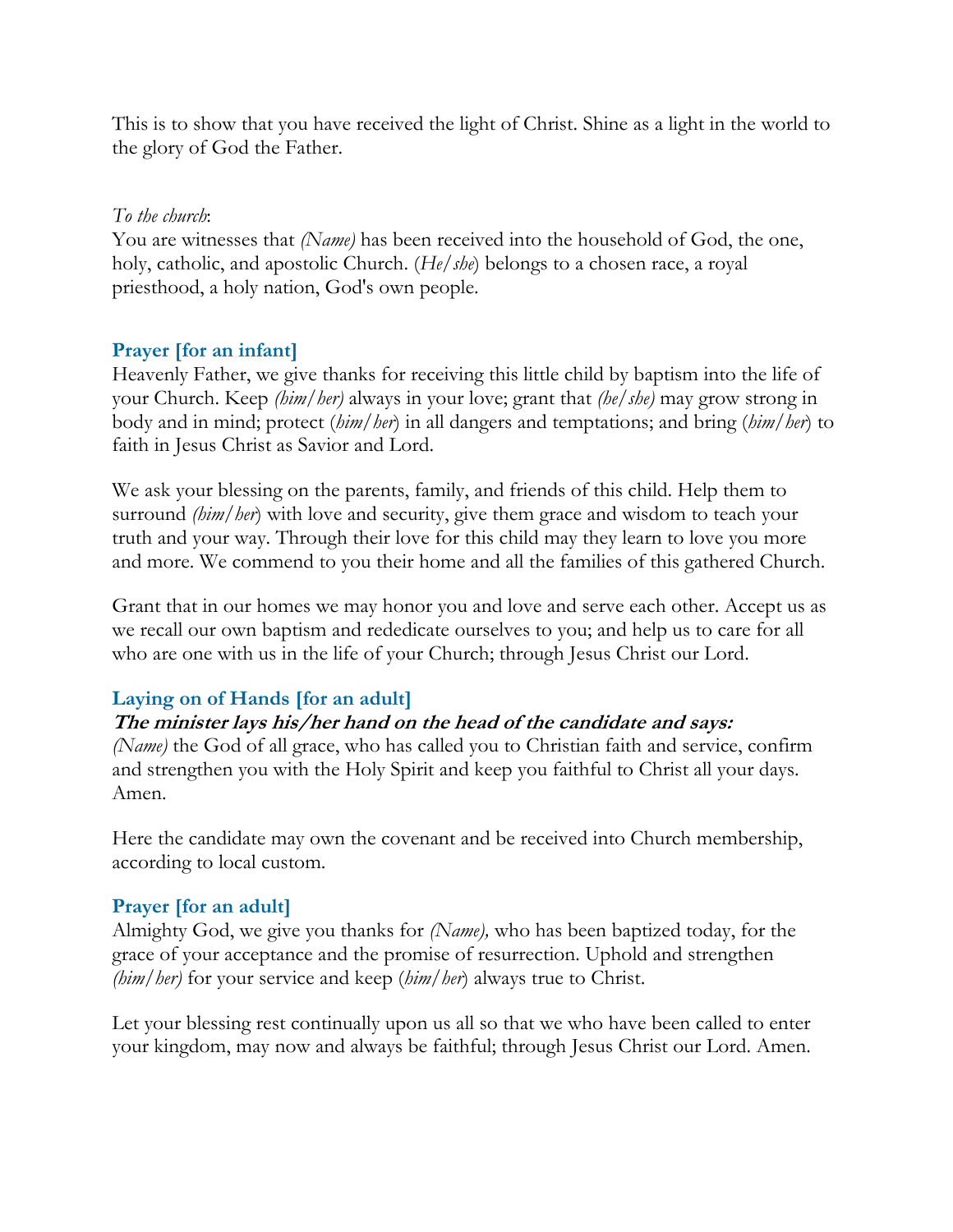This is to show that you have received the light of Christ. Shine as a light in the world to the glory of God the Father.

*To the church*:
You are witnesses that *(Name)* has been received into the household of God, the one, holy, catholic, and apostolic Church. (*He/she*) belongs to a chosen race, a royal priesthood, a holy nation, God's own people.

### Prayer [for an infant]

Heavenly Father, we give thanks for receiving this little child by baptism into the life of your Church. Keep *(him/her)* always in your love; grant that *(he/she)* may grow strong in body and in mind; protect (*him/her*) in all dangers and temptations; and bring (*him/her*) to faith in Jesus Christ as Savior and Lord.

We ask your blessing on the parents, family, and friends of this child. Help them to surround *(him/her*) with love and security, give them grace and wisdom to teach your truth and your way. Through their love for this child may they learn to love you more and more. We commend to you their home and all the families of this gathered Church.

Grant that in our homes we may honor you and love and serve each other. Accept us as we recall our own baptism and rededicate ourselves to you; and help us to care for all who are one with us in the life of your Church; through Jesus Christ our Lord.

### Laying on of Hands [for an adult]

***The minister lays his/her hand on the head of the candidate and says:***
*(Name)* the God of all grace, who has called you to Christian faith and service, confirm and strengthen you with the Holy Spirit and keep you faithful to Christ all your days. Amen.

Here the candidate may own the covenant and be received into Church membership, according to local custom.

### Prayer [for an adult]

Almighty God, we give you thanks for *(Name),* who has been baptized today, for the grace of your acceptance and the promise of resurrection. Uphold and strengthen *(him/her)* for your service and keep (*him/her*) always true to Christ.

Let your blessing rest continually upon us all so that we who have been called to enter your kingdom, may now and always be faithful; through Jesus Christ our Lord. Amen.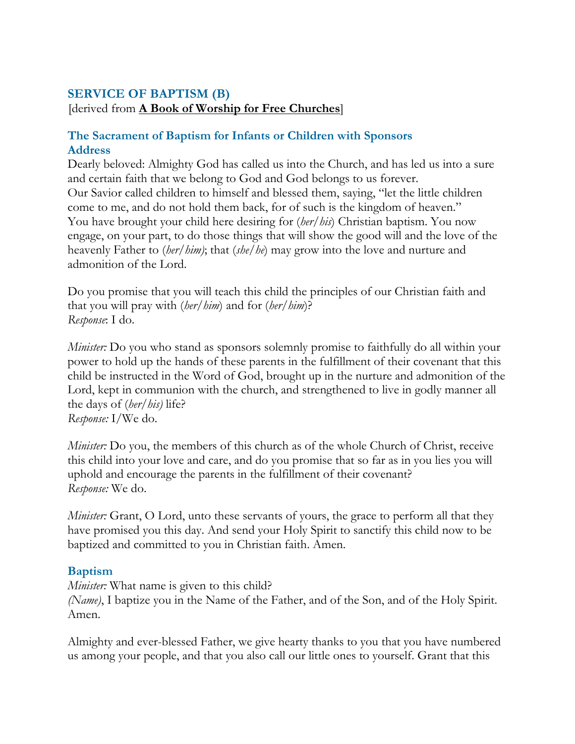## SERVICE OF BAPTISM (B)

[derived from **A Book of Worship for Free Churches**]

### The Sacrament of Baptism for Infants or Children with Sponsors

### Address

Dearly beloved: Almighty God has called us into the Church, and has led us into a sure and certain faith that we belong to God and God belongs to us forever.
Our Savior called children to himself and blessed them, saying, "let the little children come to me, and do not hold them back, for of such is the kingdom of heaven."
You have brought your child here desiring for (*her/his*) Christian baptism. You now engage, on your part, to do those things that will show the good will and the love of the heavenly Father to (*her/him*); that (*she/he*) may grow into the love and nurture and admonition of the Lord.

Do you promise that you will teach this child the principles of our Christian faith and that you will pray with (*her/him*) and for (*her/him*)?
*Response*: I do.

*Minister:* Do you who stand as sponsors solemnly promise to faithfully do all within your power to hold up the hands of these parents in the fulfillment of their covenant that this child be instructed in the Word of God, brought up in the nurture and admonition of the Lord, kept in communion with the church, and strengthened to live in godly manner all the days of (*her/his)* life?
*Response:* I/We do.

*Minister:* Do you, the members of this church as of the whole Church of Christ, receive this child into your love and care, and do you promise that so far as in you lies you will uphold and encourage the parents in the fulfillment of their covenant?
*Response:* We do.

*Minister:* Grant, O Lord, unto these servants of yours, the grace to perform all that they have promised you this day. And send your Holy Spirit to sanctify this child now to be baptized and committed to you in Christian faith. Amen.

### Baptism

*Minister:* What name is given to this child?
*(Name)*, I baptize you in the Name of the Father, and of the Son, and of the Holy Spirit. Amen.

Almighty and ever-blessed Father, we give hearty thanks to you that you have numbered us among your people, and that you also call our little ones to yourself. Grant that this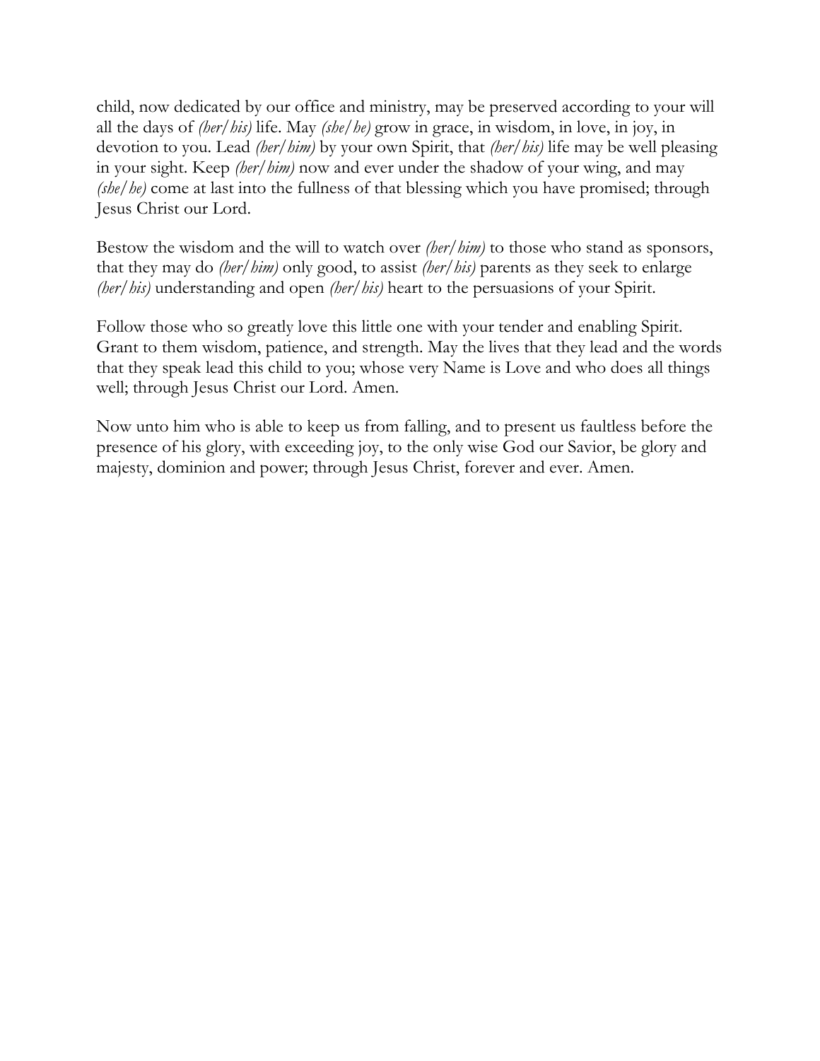child, now dedicated by our office and ministry, may be preserved according to your will all the days of *(her/his)* life. May *(she/he)* grow in grace, in wisdom, in love, in joy, in devotion to you. Lead *(her/him)* by your own Spirit, that *(her/his)* life may be well pleasing in your sight. Keep *(her/him)* now and ever under the shadow of your wing, and may *(she/he)* come at last into the fullness of that blessing which you have promised; through Jesus Christ our Lord.

Bestow the wisdom and the will to watch over *(her/him)* to those who stand as sponsors, that they may do *(her/him)* only good, to assist *(her/his)* parents as they seek to enlarge *(her/his)* understanding and open *(her/his)* heart to the persuasions of your Spirit.

Follow those who so greatly love this little one with your tender and enabling Spirit. Grant to them wisdom, patience, and strength. May the lives that they lead and the words that they speak lead this child to you; whose very Name is Love and who does all things well; through Jesus Christ our Lord. Amen.

Now unto him who is able to keep us from falling, and to present us faultless before the presence of his glory, with exceeding joy, to the only wise God our Savior, be glory and majesty, dominion and power; through Jesus Christ, forever and ever. Amen.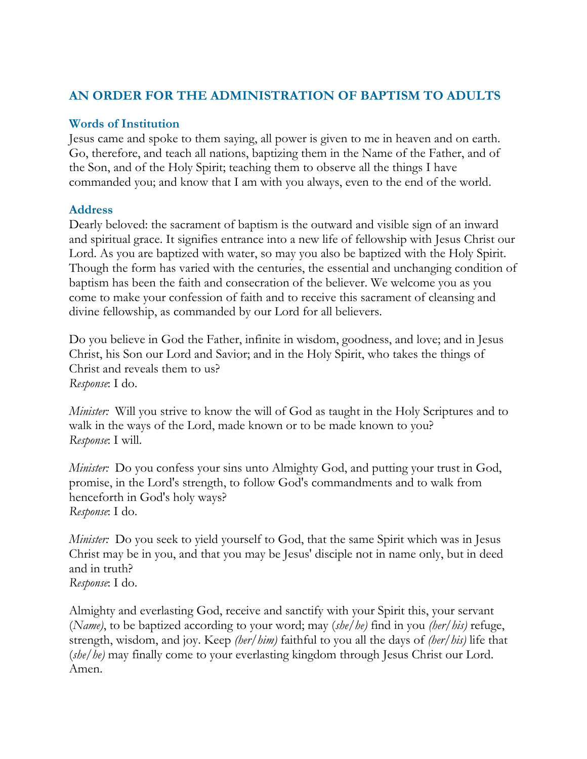## AN ORDER FOR THE ADMINISTRATION OF BAPTISM TO ADULTS

### Words of Institution

Jesus came and spoke to them saying, all power is given to me in heaven and on earth. Go, therefore, and teach all nations, baptizing them in the Name of the Father, and of the Son, and of the Holy Spirit; teaching them to observe all the things I have commanded you; and know that I am with you always, even to the end of the world.

### Address

Dearly beloved: the sacrament of baptism is the outward and visible sign of an inward and spiritual grace. It signifies entrance into a new life of fellowship with Jesus Christ our Lord. As you are baptized with water, so may you also be baptized with the Holy Spirit. Though the form has varied with the centuries, the essential and unchanging condition of baptism has been the faith and consecration of the believer. We welcome you as you come to make your confession of faith and to receive this sacrament of cleansing and divine fellowship, as commanded by our Lord for all believers.

Do you believe in God the Father, infinite in wisdom, goodness, and love; and in Jesus Christ, his Son our Lord and Savior; and in the Holy Spirit, who takes the things of Christ and reveals them to us?
*Response*: I do.

*Minister:* Will you strive to know the will of God as taught in the Holy Scriptures and to walk in the ways of the Lord, made known or to be made known to you?
*Response*: I will.

*Minister:* Do you confess your sins unto Almighty God, and putting your trust in God, promise, in the Lord's strength, to follow God's commandments and to walk from henceforth in God's holy ways?
*Response*: I do.

*Minister:* Do you seek to yield yourself to God, that the same Spirit which was in Jesus Christ may be in you, and that you may be Jesus' disciple not in name only, but in deed and in truth?
*Response*: I do.

Almighty and everlasting God, receive and sanctify with your Spirit this, your servant (*Name*), to be baptized according to your word; may (*she/he)* find in you *(her/his)* refuge, strength, wisdom, and joy. Keep *(her/him)* faithful to you all the days of *(her/his)* life that (*she/he)* may finally come to your everlasting kingdom through Jesus Christ our Lord. Amen.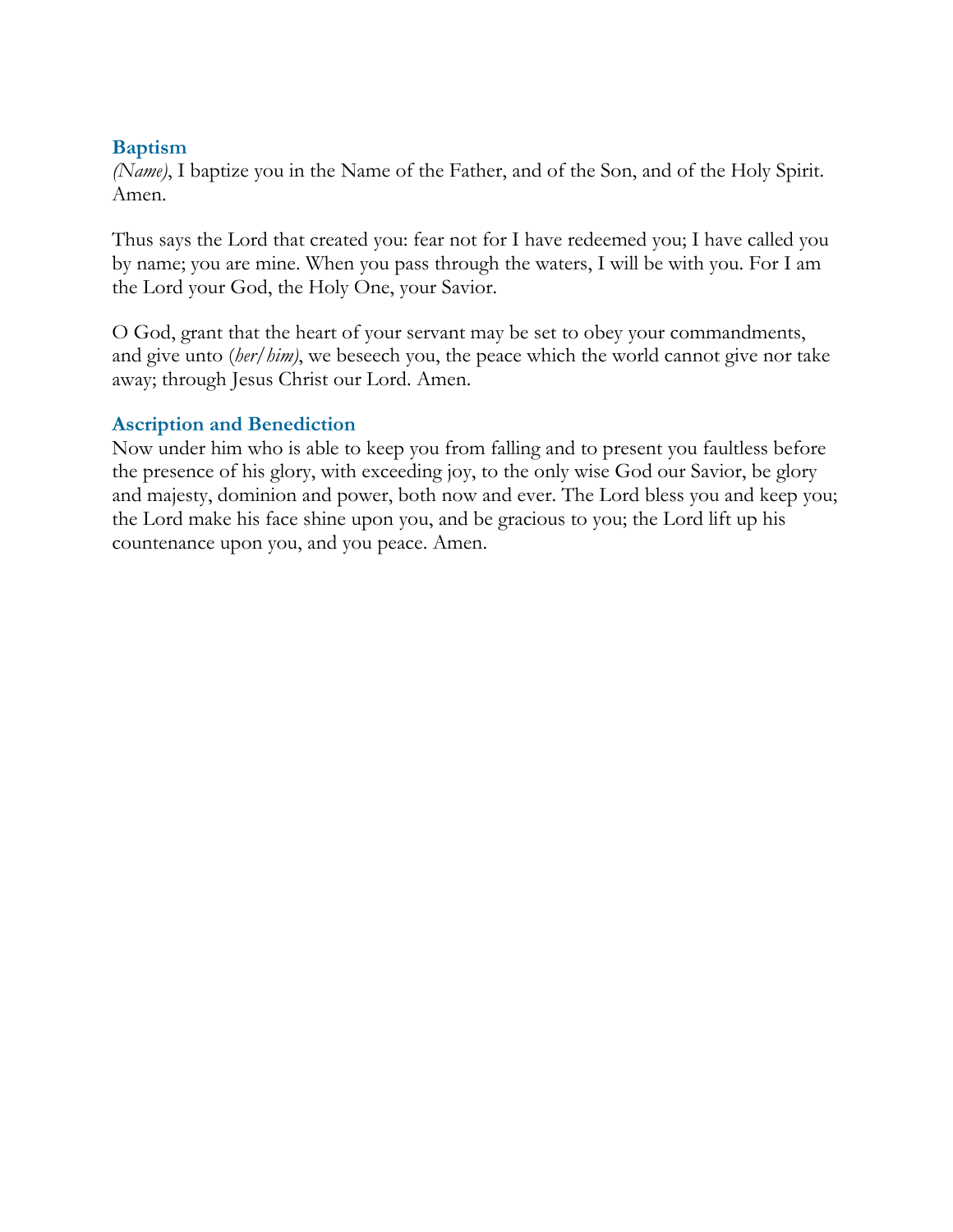### Baptism

*(Name)*, I baptize you in the Name of the Father, and of the Son, and of the Holy Spirit. Amen.

Thus says the Lord that created you: fear not for I have redeemed you; I have called you by name; you are mine. When you pass through the waters, I will be with you. For I am the Lord your God, the Holy One, your Savior.

O God, grant that the heart of your servant may be set to obey your commandments, and give unto *(her/him)*, we beseech you, the peace which the world cannot give nor take away; through Jesus Christ our Lord. Amen.

### Ascription and Benediction

Now under him who is able to keep you from falling and to present you faultless before the presence of his glory, with exceeding joy, to the only wise God our Savior, be glory and majesty, dominion and power, both now and ever. The Lord bless you and keep you; the Lord make his face shine upon you, and be gracious to you; the Lord lift up his countenance upon you, and you peace. Amen.